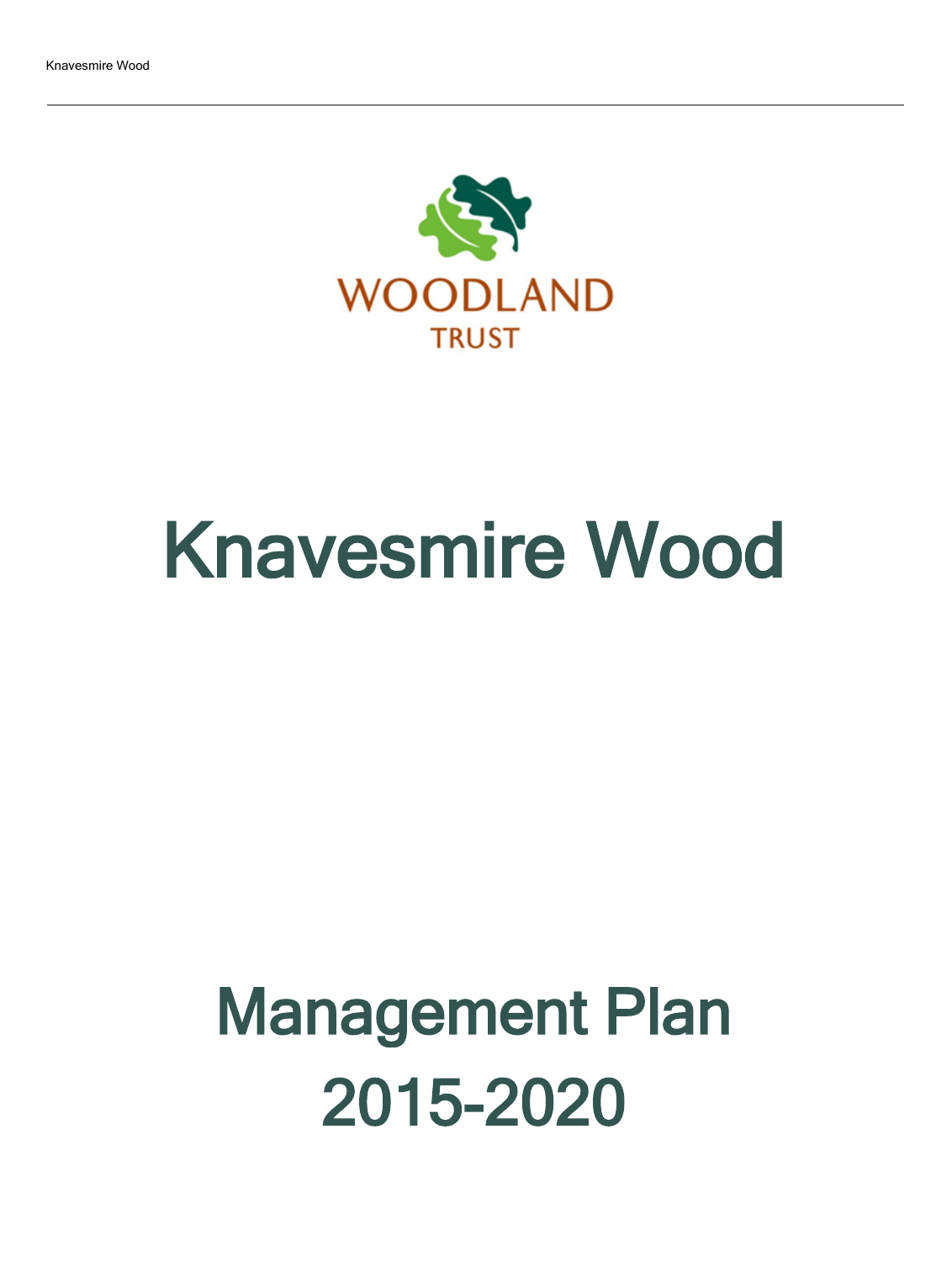WOODLAND TRUST

# Knavesmire Wood

# Management Plan 2015-2020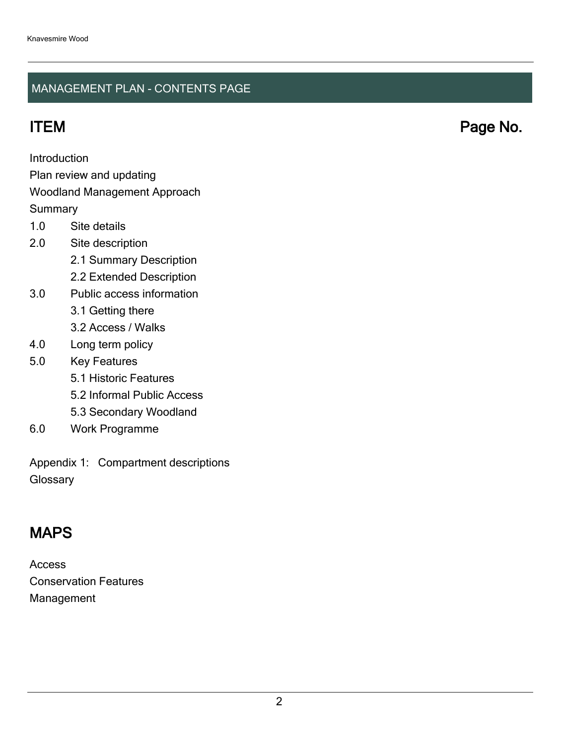## MANAGEMENT PLAN - CONTENTS PAGE

### ITEM Page No.

Introduction

Plan review and updating

Woodland Management Approach

Summary

1.0 Site details

2.0 Site description

  2.1 Summary Description

  2.2 Extended Description

3.0 Public access information

  3.1 Getting there

  3.2 Access / Walks

4.0 Long term policy

5.0 Key Features

  5.1 Historic Features

  5.2 Informal Public Access

  5.3 Secondary Woodland

6.0 Work Programme

Appendix 1: Compartment descriptions

Glossary

### MAPS

Access

Conservation Features

Management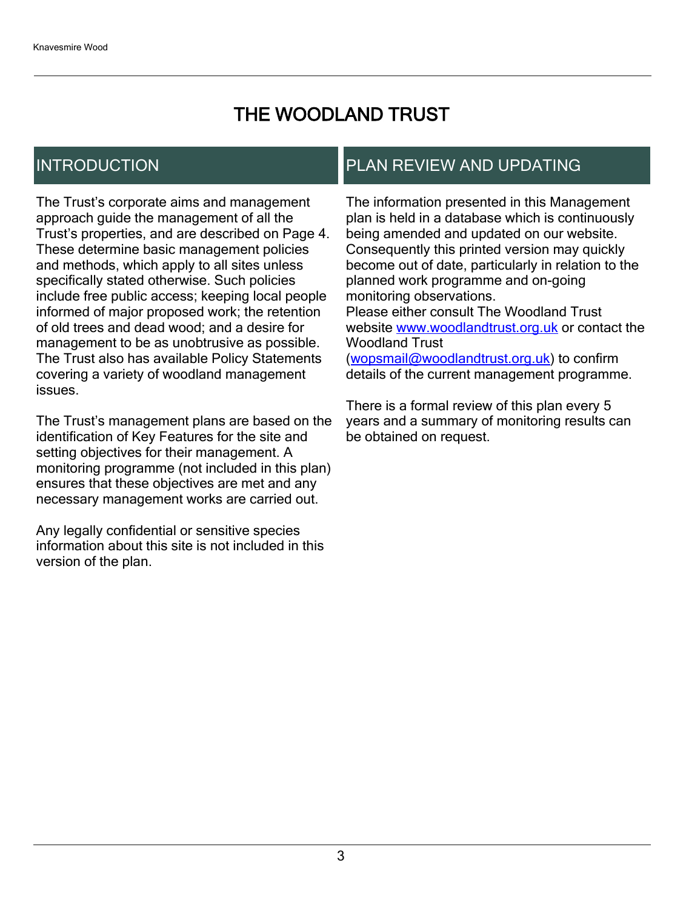# THE WOODLAND TRUST

## INTRODUCTION

The Trust's corporate aims and management approach guide the management of all the Trust's properties, and are described on Page 4. These determine basic management policies and methods, which apply to all sites unless specifically stated otherwise. Such policies include free public access; keeping local people informed of major proposed work; the retention of old trees and dead wood; and a desire for management to be as unobtrusive as possible. The Trust also has available Policy Statements covering a variety of woodland management issues.

The Trust's management plans are based on the identification of Key Features for the site and setting objectives for their management. A monitoring programme (not included in this plan) ensures that these objectives are met and any necessary management works are carried out.

Any legally confidential or sensitive species information about this site is not included in this version of the plan.

## PLAN REVIEW AND UPDATING

The information presented in this Management plan is held in a database which is continuously being amended and updated on our website. Consequently this printed version may quickly become out of date, particularly in relation to the planned work programme and on-going monitoring observations.
Please either consult The Woodland Trust website [www.woodlandtrust.org.uk](http://www.woodlandtrust.org.uk) or contact the Woodland Trust ([wopsmail@woodlandtrust.org.uk](mailto:wopsmail@woodlandtrust.org.uk)) to confirm details of the current management programme.

There is a formal review of this plan every 5 years and a summary of monitoring results can be obtained on request.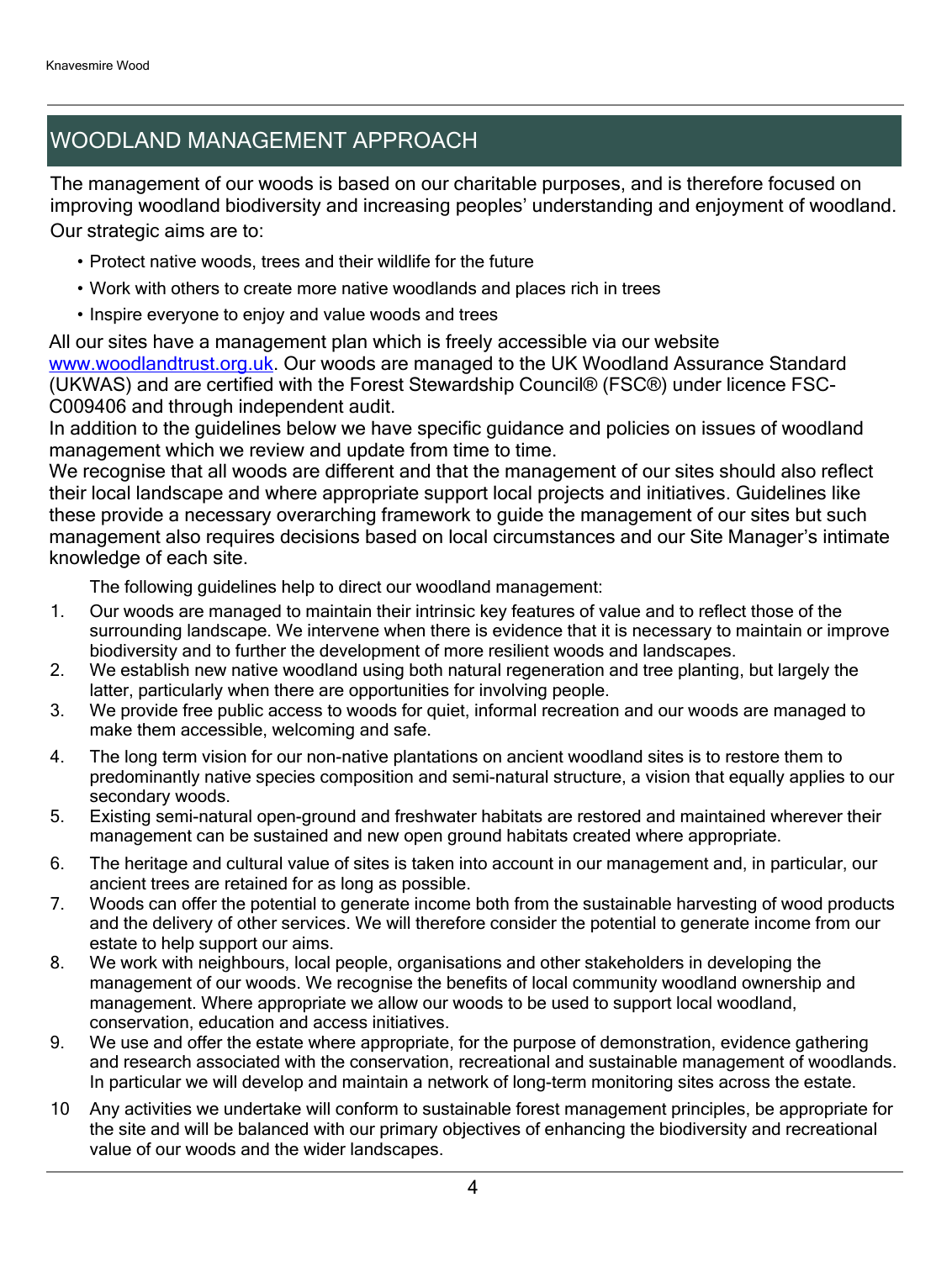## WOODLAND MANAGEMENT APPROACH

The management of our woods is based on our charitable purposes, and is therefore focused on improving woodland biodiversity and increasing peoples' understanding and enjoyment of woodland. Our strategic aims are to:

- Protect native woods, trees and their wildlife for the future
- Work with others to create more native woodlands and places rich in trees
- Inspire everyone to enjoy and value woods and trees

All our sites have a management plan which is freely accessible via our website [www.woodlandtrust.org.uk](http://www.woodlandtrust.org.uk). Our woods are managed to the UK Woodland Assurance Standard (UKWAS) and are certified with the Forest Stewardship Council® (FSC®) under licence FSC-C009406 and through independent audit.

In addition to the guidelines below we have specific guidance and policies on issues of woodland management which we review and update from time to time.

We recognise that all woods are different and that the management of our sites should also reflect their local landscape and where appropriate support local projects and initiatives. Guidelines like these provide a necessary overarching framework to guide the management of our sites but such management also requires decisions based on local circumstances and our Site Manager's intimate knowledge of each site.

The following guidelines help to direct our woodland management:

1. Our woods are managed to maintain their intrinsic key features of value and to reflect those of the surrounding landscape. We intervene when there is evidence that it is necessary to maintain or improve biodiversity and to further the development of more resilient woods and landscapes.
2. We establish new native woodland using both natural regeneration and tree planting, but largely the latter, particularly when there are opportunities for involving people.
3. We provide free public access to woods for quiet, informal recreation and our woods are managed to make them accessible, welcoming and safe.
4. The long term vision for our non-native plantations on ancient woodland sites is to restore them to predominantly native species composition and semi-natural structure, a vision that equally applies to our secondary woods.
5. Existing semi-natural open-ground and freshwater habitats are restored and maintained wherever their management can be sustained and new open ground habitats created where appropriate.
6. The heritage and cultural value of sites is taken into account in our management and, in particular, our ancient trees are retained for as long as possible.
7. Woods can offer the potential to generate income both from the sustainable harvesting of wood products and the delivery of other services. We will therefore consider the potential to generate income from our estate to help support our aims.
8. We work with neighbours, local people, organisations and other stakeholders in developing the management of our woods. We recognise the benefits of local community woodland ownership and management. Where appropriate we allow our woods to be used to support local woodland, conservation, education and access initiatives.
9. We use and offer the estate where appropriate, for the purpose of demonstration, evidence gathering and research associated with the conservation, recreational and sustainable management of woodlands. In particular we will develop and maintain a network of long-term monitoring sites across the estate.
10. Any activities we undertake will conform to sustainable forest management principles, be appropriate for the site and will be balanced with our primary objectives of enhancing the biodiversity and recreational value of our woods and the wider landscapes.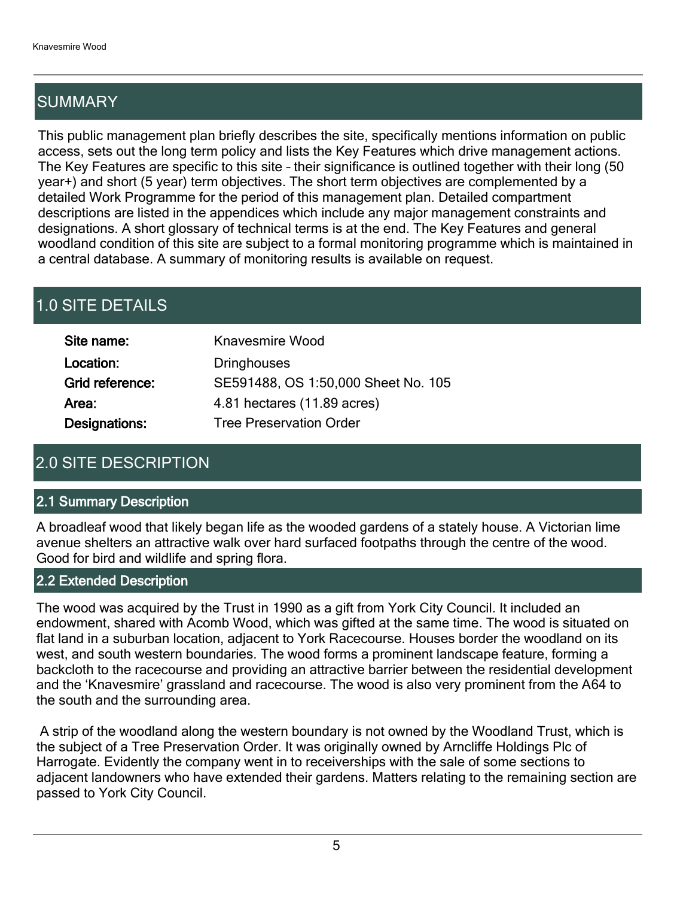## SUMMARY

This public management plan briefly describes the site, specifically mentions information on public access, sets out the long term policy and lists the Key Features which drive management actions. The Key Features are specific to this site – their significance is outlined together with their long (50 year+) and short (5 year) term objectives. The short term objectives are complemented by a detailed Work Programme for the period of this management plan. Detailed compartment descriptions are listed in the appendices which include any major management constraints and designations. A short glossary of technical terms is at the end. The Key Features and general woodland condition of this site are subject to a formal monitoring programme which is maintained in a central database. A summary of monitoring results is available on request.

## 1.0 SITE DETAILS

| | |
|---|---|
| **Site name:** | Knavesmire Wood |
| **Location:** | Dringhouses |
| **Grid reference:** | SE591488, OS 1:50,000 Sheet No. 105 |
| **Area:** | 4.81 hectares (11.89 acres) |
| **Designations:** | Tree Preservation Order |

## 2.0 SITE DESCRIPTION

### 2.1 Summary Description

A broadleaf wood that likely began life as the wooded gardens of a stately house. A Victorian lime avenue shelters an attractive walk over hard surfaced footpaths through the centre of the wood. Good for bird and wildlife and spring flora.

### 2.2 Extended Description

The wood was acquired by the Trust in 1990 as a gift from York City Council. It included an endowment, shared with Acomb Wood, which was gifted at the same time. The wood is situated on flat land in a suburban location, adjacent to York Racecourse. Houses border the woodland on its west, and south western boundaries. The wood forms a prominent landscape feature, forming a backcloth to the racecourse and providing an attractive barrier between the residential development and the 'Knavesmire' grassland and racecourse. The wood is also very prominent from the A64 to the south and the surrounding area.

A strip of the woodland along the western boundary is not owned by the Woodland Trust, which is the subject of a Tree Preservation Order. It was originally owned by Arncliffe Holdings Plc of Harrogate. Evidently the company went in to receiverships with the sale of some sections to adjacent landowners who have extended their gardens. Matters relating to the remaining section are passed to York City Council.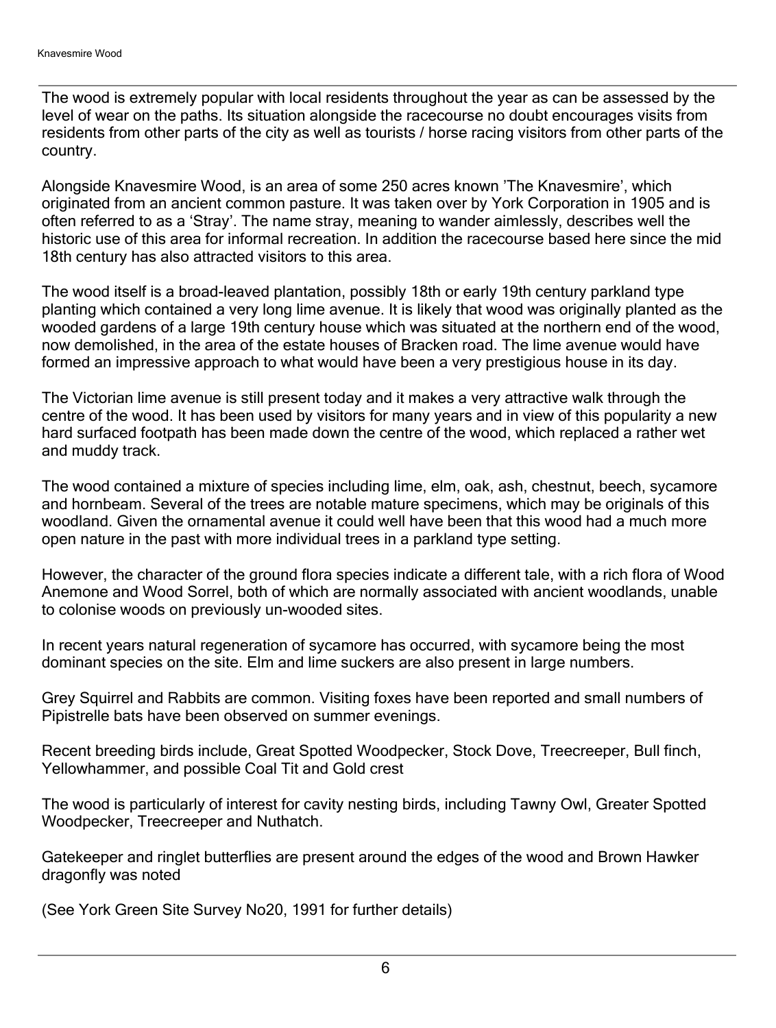The wood is extremely popular with local residents throughout the year as can be assessed by the level of wear on the paths. Its situation alongside the racecourse no doubt encourages visits from residents from other parts of the city as well as tourists / horse racing visitors from other parts of the country.

Alongside Knavesmire Wood, is an area of some 250 acres known 'The Knavesmire', which originated from an ancient common pasture. It was taken over by York Corporation in 1905 and is often referred to as a 'Stray'. The name stray, meaning to wander aimlessly, describes well the historic use of this area for informal recreation. In addition the racecourse based here since the mid 18th century has also attracted visitors to this area.

The wood itself is a broad-leaved plantation, possibly 18th or early 19th century parkland type planting which contained a very long lime avenue. It is likely that wood was originally planted as the wooded gardens of a large 19th century house which was situated at the northern end of the wood, now demolished, in the area of the estate houses of Bracken road. The lime avenue would have formed an impressive approach to what would have been a very prestigious house in its day.

The Victorian lime avenue is still present today and it makes a very attractive walk through the centre of the wood. It has been used by visitors for many years and in view of this popularity a new hard surfaced footpath has been made down the centre of the wood, which replaced a rather wet and muddy track.

The wood contained a mixture of species including lime, elm, oak, ash, chestnut, beech, sycamore and hornbeam. Several of the trees are notable mature specimens, which may be originals of this woodland. Given the ornamental avenue it could well have been that this wood had a much more open nature in the past with more individual trees in a parkland type setting.

However, the character of the ground flora species indicate a different tale, with a rich flora of Wood Anemone and Wood Sorrel, both of which are normally associated with ancient woodlands, unable to colonise woods on previously un-wooded sites.

In recent years natural regeneration of sycamore has occurred, with sycamore being the most dominant species on the site. Elm and lime suckers are also present in large numbers.

Grey Squirrel and Rabbits are common. Visiting foxes have been reported and small numbers of Pipistrelle bats have been observed on summer evenings.

Recent breeding birds include, Great Spotted Woodpecker, Stock Dove, Treecreeper, Bull finch, Yellowhammer, and possible Coal Tit and Gold crest

The wood is particularly of interest for cavity nesting birds, including Tawny Owl, Greater Spotted Woodpecker, Treecreeper and Nuthatch.

Gatekeeper and ringlet butterflies are present around the edges of the wood and Brown Hawker dragonfly was noted

(See York Green Site Survey No20, 1991 for further details)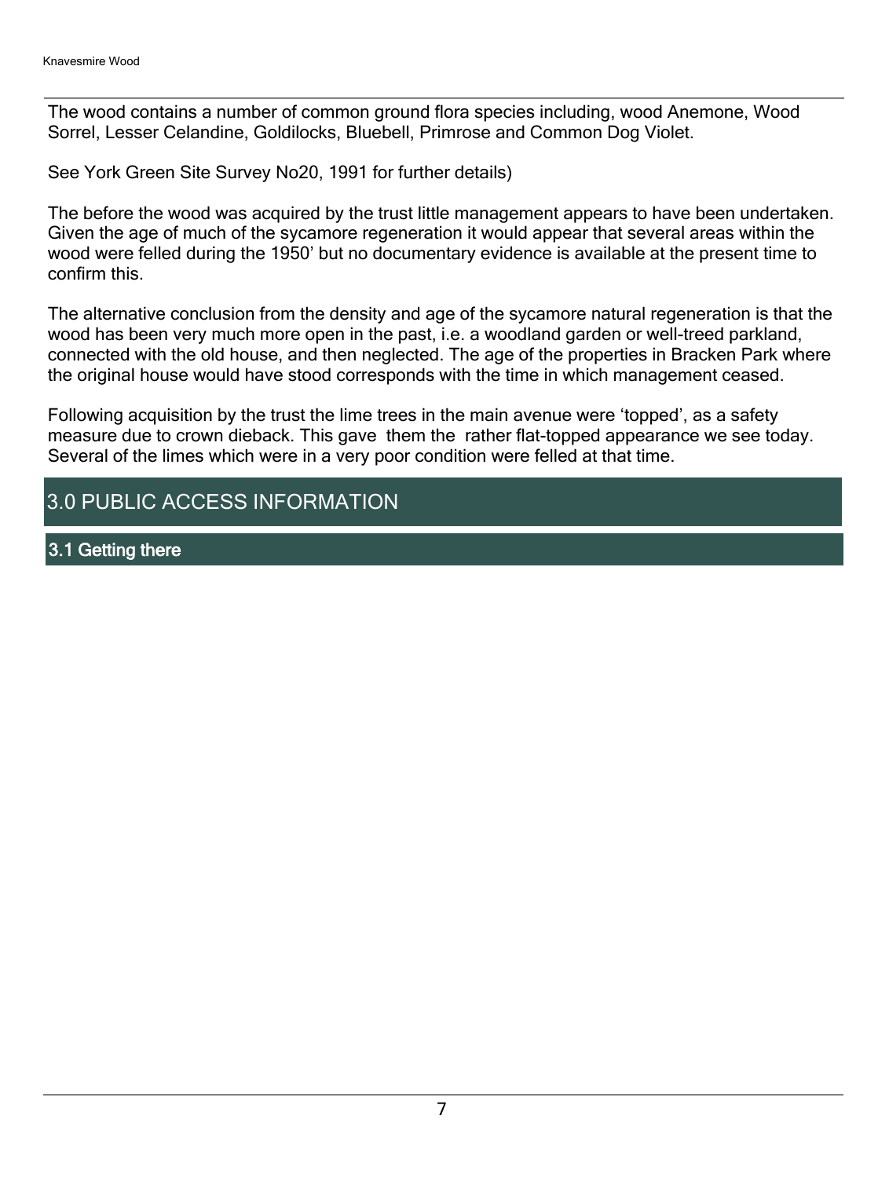The wood contains a number of common ground flora species including, wood Anemone, Wood Sorrel, Lesser Celandine, Goldilocks, Bluebell, Primrose and Common Dog Violet.

See York Green Site Survey No20, 1991 for further details)

The before the wood was acquired by the trust little management appears to have been undertaken. Given the age of much of the sycamore regeneration it would appear that several areas within the wood were felled during the 1950' but no documentary evidence is available at the present time to confirm this.

The alternative conclusion from the density and age of the sycamore natural regeneration is that the wood has been very much more open in the past, i.e. a woodland garden or well-treed parkland, connected with the old house, and then neglected. The age of the properties in Bracken Park where the original house would have stood corresponds with the time in which management ceased.

Following acquisition by the trust the lime trees in the main avenue were 'topped', as a safety measure due to crown dieback. This gave them the rather flat-topped appearance we see today. Several of the limes which were in a very poor condition were felled at that time.

# 3.0 PUBLIC ACCESS INFORMATION

## 3.1 Getting there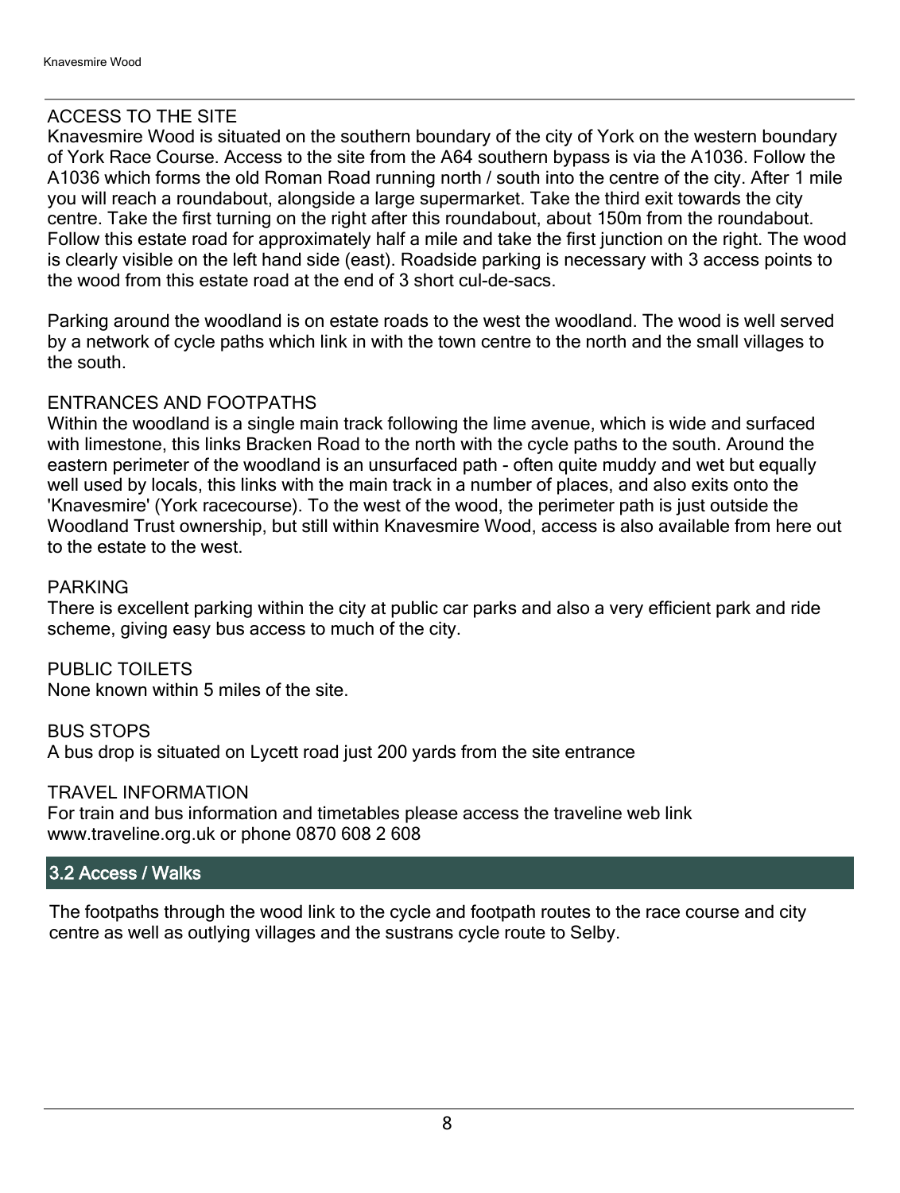ACCESS TO THE SITE
Knavesmire Wood is situated on the southern boundary of the city of York on the western boundary of York Race Course. Access to the site from the A64 southern bypass is via the A1036. Follow the A1036 which forms the old Roman Road running north / south into the centre of the city. After 1 mile you will reach a roundabout, alongside a large supermarket. Take the third exit towards the city centre. Take the first turning on the right after this roundabout, about 150m from the roundabout. Follow this estate road for approximately half a mile and take the first junction on the right. The wood is clearly visible on the left hand side (east). Roadside parking is necessary with 3 access points to the wood from this estate road at the end of 3 short cul-de-sacs.

Parking around the woodland is on estate roads to the west the woodland. The wood is well served by a network of cycle paths which link in with the town centre to the north and the small villages to the south.

ENTRANCES AND FOOTPATHS
Within the woodland is a single main track following the lime avenue, which is wide and surfaced with limestone, this links Bracken Road to the north with the cycle paths to the south. Around the eastern perimeter of the woodland is an unsurfaced path - often quite muddy and wet but equally well used by locals, this links with the main track in a number of places, and also exits onto the 'Knavesmire' (York racecourse). To the west of the wood, the perimeter path is just outside the Woodland Trust ownership, but still within Knavesmire Wood, access is also available from here out to the estate to the west.

PARKING
There is excellent parking within the city at public car parks and also a very efficient park and ride scheme, giving easy bus access to much of the city.

PUBLIC TOILETS
None known within 5 miles of the site.

BUS STOPS
A bus drop is situated on Lycett road just 200 yards from the site entrance

TRAVEL INFORMATION
For train and bus information and timetables please access the traveline web link www.traveline.org.uk or phone 0870 608 2 608

## 3.2 Access / Walks

The footpaths through the wood link to the cycle and footpath routes to the race course and city centre as well as outlying villages and the sustrans cycle route to Selby.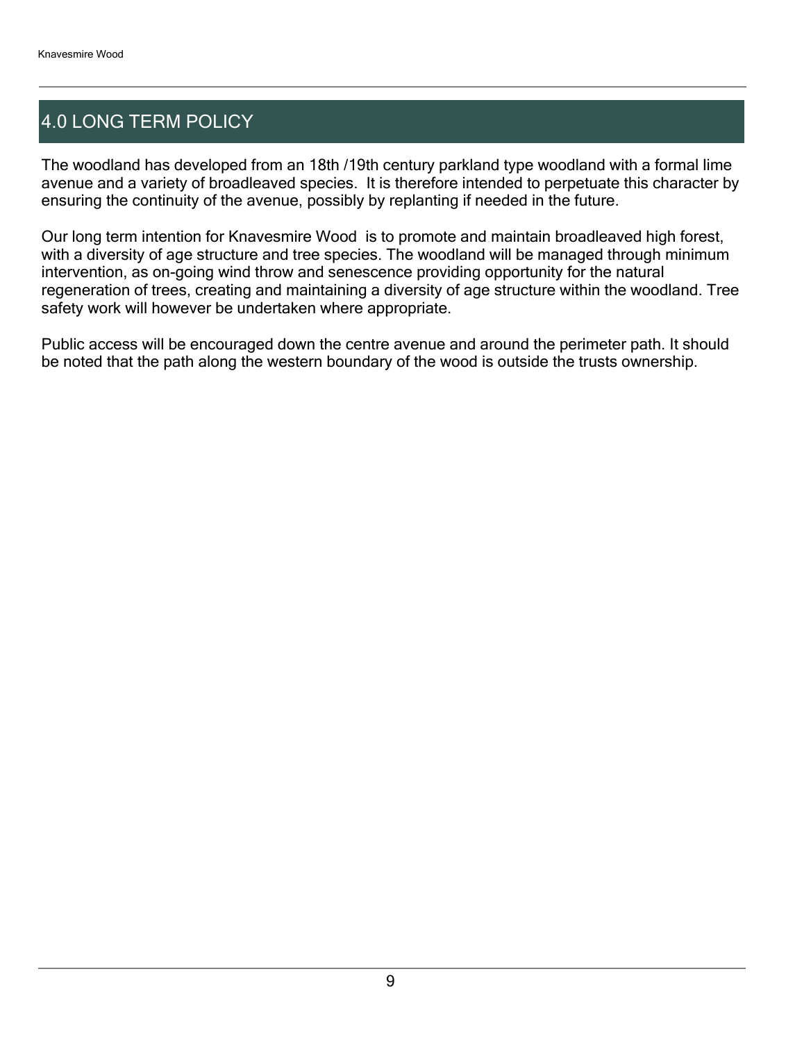## 4.0 LONG TERM POLICY

The woodland has developed from an 18th /19th century parkland type woodland with a formal lime avenue and a variety of broadleaved species. It is therefore intended to perpetuate this character by ensuring the continuity of the avenue, possibly by replanting if needed in the future.

Our long term intention for Knavesmire Wood is to promote and maintain broadleaved high forest, with a diversity of age structure and tree species. The woodland will be managed through minimum intervention, as on-going wind throw and senescence providing opportunity for the natural regeneration of trees, creating and maintaining a diversity of age structure within the woodland. Tree safety work will however be undertaken where appropriate.

Public access will be encouraged down the centre avenue and around the perimeter path. It should be noted that the path along the western boundary of the wood is outside the trusts ownership.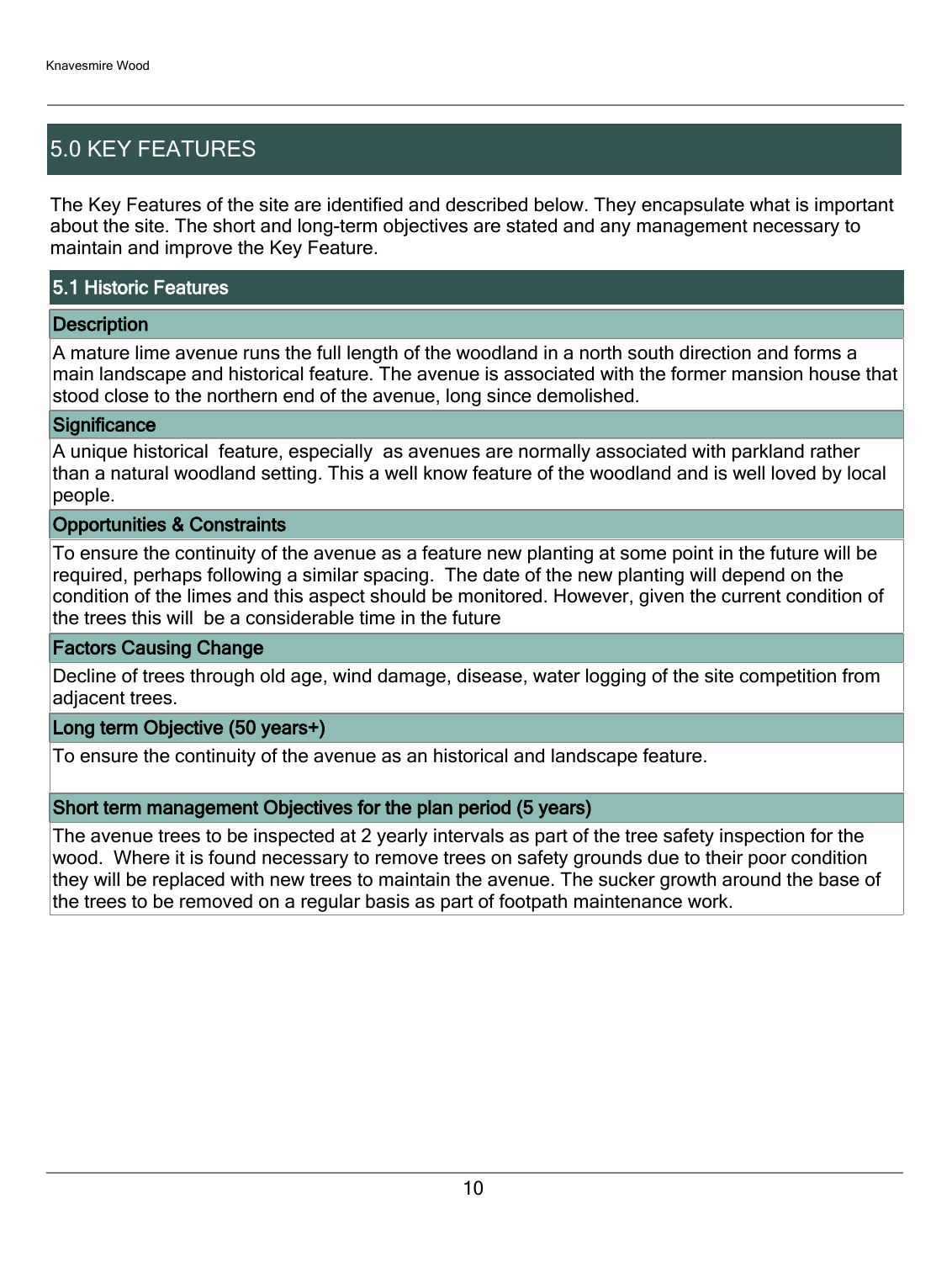## 5.0 KEY FEATURES

The Key Features of the site are identified and described below. They encapsulate what is important about the site. The short and long-term objectives are stated and any management necessary to maintain and improve the Key Feature.

### 5.1 Historic Features

#### Description

A mature lime avenue runs the full length of the woodland in a north south direction and forms a main landscape and historical feature. The avenue is associated with the former mansion house that stood close to the northern end of the avenue, long since demolished.

#### Significance

A unique historical feature, especially as avenues are normally associated with parkland rather than a natural woodland setting. This a well know feature of the woodland and is well loved by local people.

#### Opportunities & Constraints

To ensure the continuity of the avenue as a feature new planting at some point in the future will be required, perhaps following a similar spacing. The date of the new planting will depend on the condition of the limes and this aspect should be monitored. However, given the current condition of the trees this will be a considerable time in the future

#### Factors Causing Change

Decline of trees through old age, wind damage, disease, water logging of the site competition from adjacent trees.

#### Long term Objective (50 years+)

To ensure the continuity of the avenue as an historical and landscape feature.

#### Short term management Objectives for the plan period (5 years)

The avenue trees to be inspected at 2 yearly intervals as part of the tree safety inspection for the wood. Where it is found necessary to remove trees on safety grounds due to their poor condition they will be replaced with new trees to maintain the avenue. The sucker growth around the base of the trees to be removed on a regular basis as part of footpath maintenance work.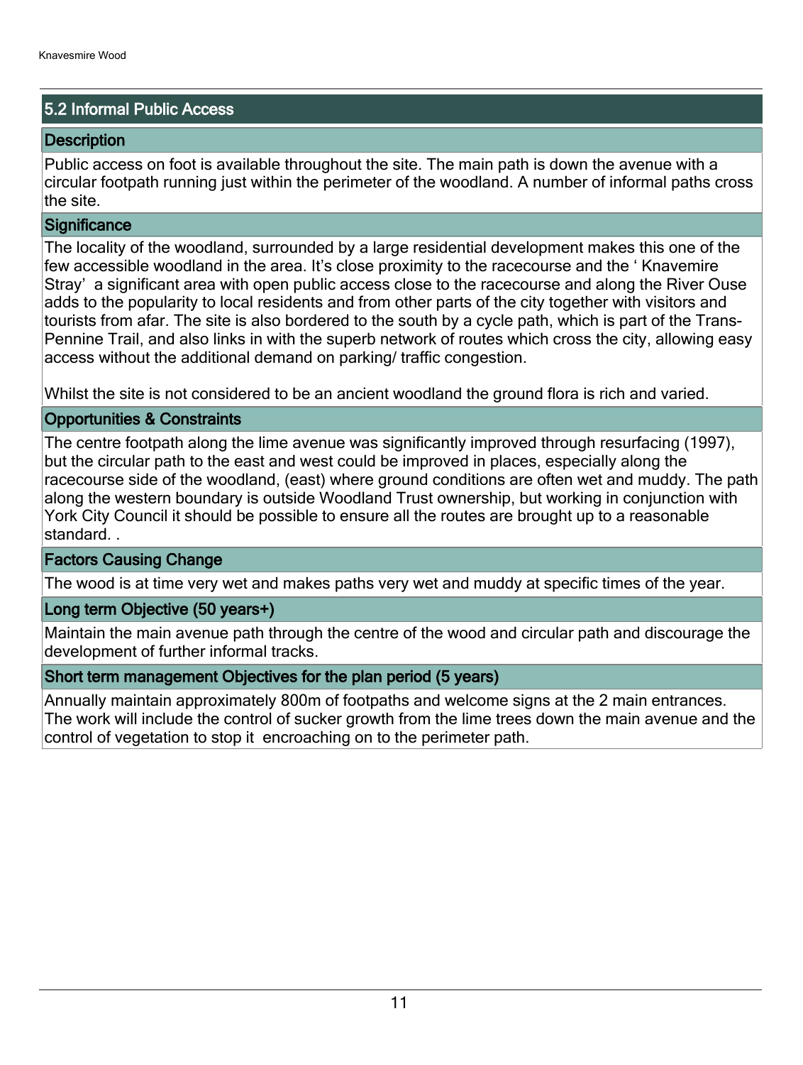## 5.2 Informal Public Access

### Description

Public access on foot is available throughout the site. The main path is down the avenue with a circular footpath running just within the perimeter of the woodland. A number of informal paths cross the site.

### Significance

The locality of the woodland, surrounded by a large residential development makes this one of the few accessible woodland in the area. It's close proximity to the racecourse and the ' Knavemire Stray' a significant area with open public access close to the racecourse and along the River Ouse adds to the popularity to local residents and from other parts of the city together with visitors and tourists from afar. The site is also bordered to the south by a cycle path, which is part of the Trans-Pennine Trail, and also links in with the superb network of routes which cross the city, allowing easy access without the additional demand on parking/ traffic congestion.

Whilst the site is not considered to be an ancient woodland the ground flora is rich and varied.

### Opportunities & Constraints

The centre footpath along the lime avenue was significantly improved through resurfacing (1997), but the circular path to the east and west could be improved in places, especially along the racecourse side of the woodland, (east) where ground conditions are often wet and muddy. The path along the western boundary is outside Woodland Trust ownership, but working in conjunction with York City Council it should be possible to ensure all the routes are brought up to a reasonable standard. .

### Factors Causing Change

The wood is at time very wet and makes paths very wet and muddy at specific times of the year.

### Long term Objective (50 years+)

Maintain the main avenue path through the centre of the wood and circular path and discourage the development of further informal tracks.

### Short term management Objectives for the plan period (5 years)

Annually maintain approximately 800m of footpaths and welcome signs at the 2 main entrances. The work will include the control of sucker growth from the lime trees down the main avenue and the control of vegetation to stop it encroaching on to the perimeter path.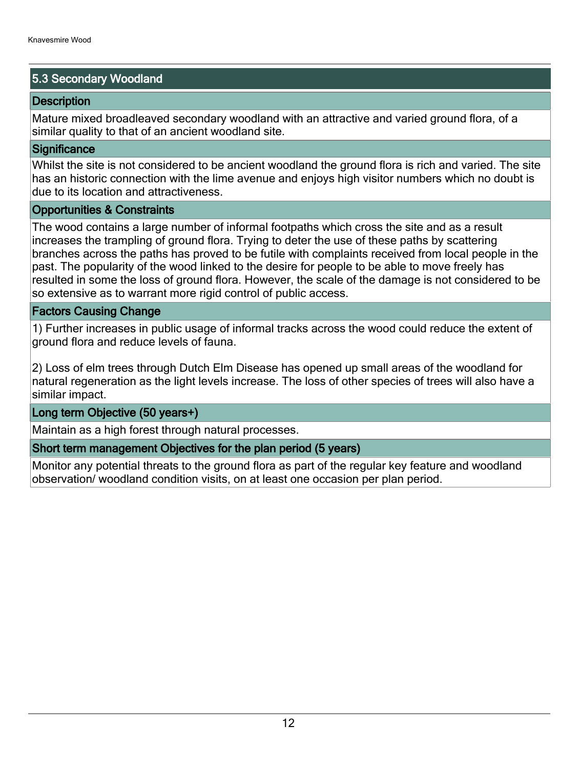## 5.3 Secondary Woodland

### Description

Mature mixed broadleaved secondary woodland with an attractive and varied ground flora, of a similar quality to that of an ancient woodland site.

### Significance

Whilst the site is not considered to be ancient woodland the ground flora is rich and varied. The site has an historic connection with the lime avenue and enjoys high visitor numbers which no doubt is due to its location and attractiveness.

### Opportunities & Constraints

The wood contains a large number of informal footpaths which cross the site and as a result increases the trampling of ground flora. Trying to deter the use of these paths by scattering branches across the paths has proved to be futile with complaints received from local people in the past. The popularity of the wood linked to the desire for people to be able to move freely has resulted in some the loss of ground flora. However, the scale of the damage is not considered to be so extensive as to warrant more rigid control of public access.

### Factors Causing Change

1) Further increases in public usage of informal tracks across the wood could reduce the extent of ground flora and reduce levels of fauna.

2) Loss of elm trees through Dutch Elm Disease has opened up small areas of the woodland for natural regeneration as the light levels increase. The loss of other species of trees will also have a similar impact.

### Long term Objective (50 years+)

Maintain as a high forest through natural processes.

### Short term management Objectives for the plan period (5 years)

Monitor any potential threats to the ground flora as part of the regular key feature and woodland observation/ woodland condition visits, on at least one occasion per plan period.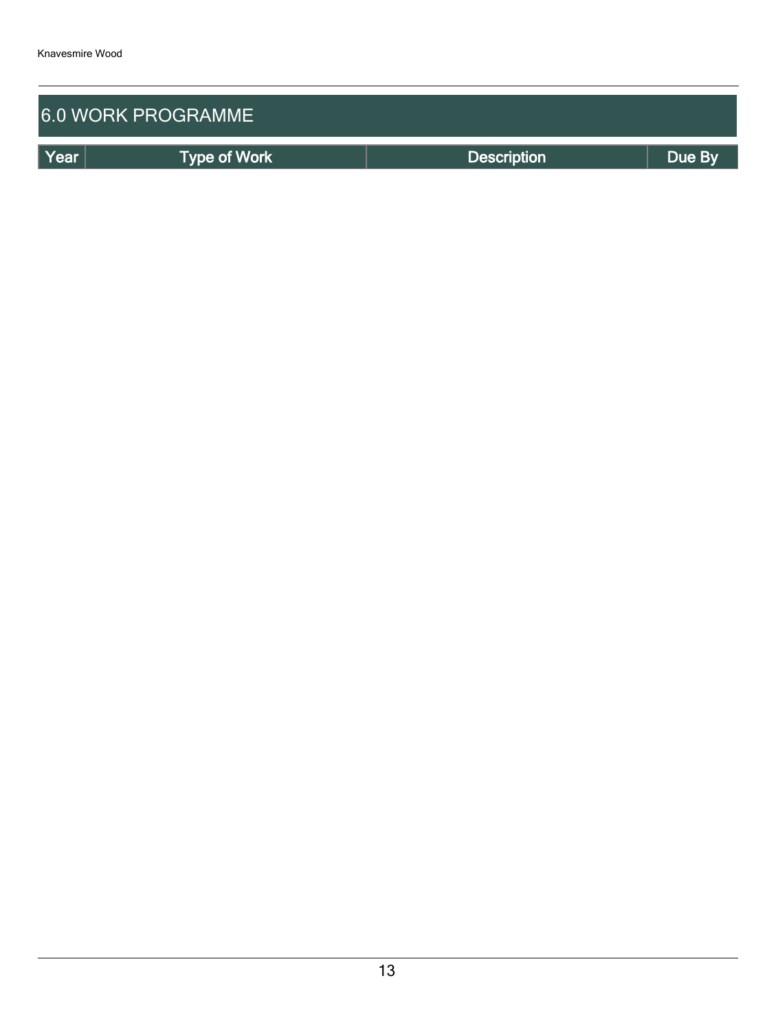## 6.0 WORK PROGRAMME

| Year | Type of Work | Description | Due By |
| --- | --- | --- | --- |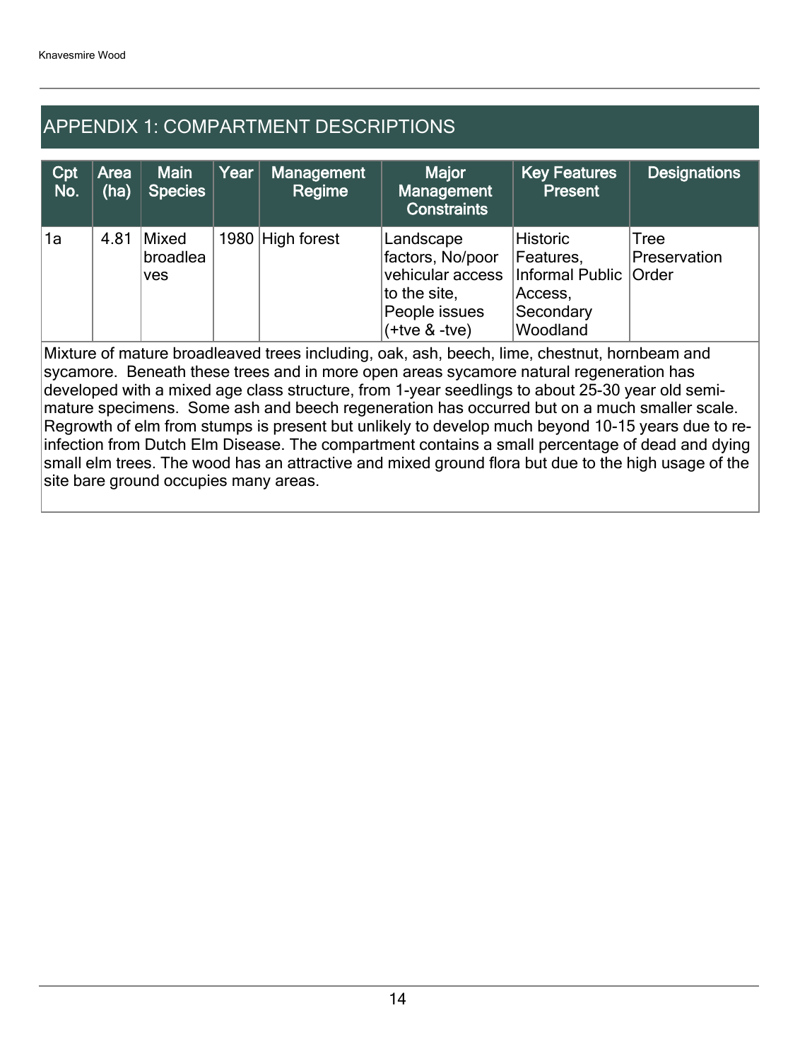## APPENDIX 1: COMPARTMENT DESCRIPTIONS

| Cpt No. | Area (ha) | Main Species | Year | Management Regime | Major Management Constraints | Key Features Present | Designations |
|---|---|---|---|---|---|---|---|
| 1a | 4.81 | Mixed broadleaves | 1980 | High forest | Landscape factors, No/poor vehicular access to the site, People issues (+tve & -tve) | Historic Features, Informal Public Access, Secondary Woodland | Tree Preservation Order |

Mixture of mature broadleaved trees including, oak, ash, beech, lime, chestnut, hornbeam and sycamore. Beneath these trees and in more open areas sycamore natural regeneration has developed with a mixed age class structure, from 1-year seedlings to about 25-30 year old semi-mature specimens. Some ash and beech regeneration has occurred but on a much smaller scale. Regrowth of elm from stumps is present but unlikely to develop much beyond 10-15 years due to re-infection from Dutch Elm Disease. The compartment contains a small percentage of dead and dying small elm trees. The wood has an attractive and mixed ground flora but due to the high usage of the site bare ground occupies many areas.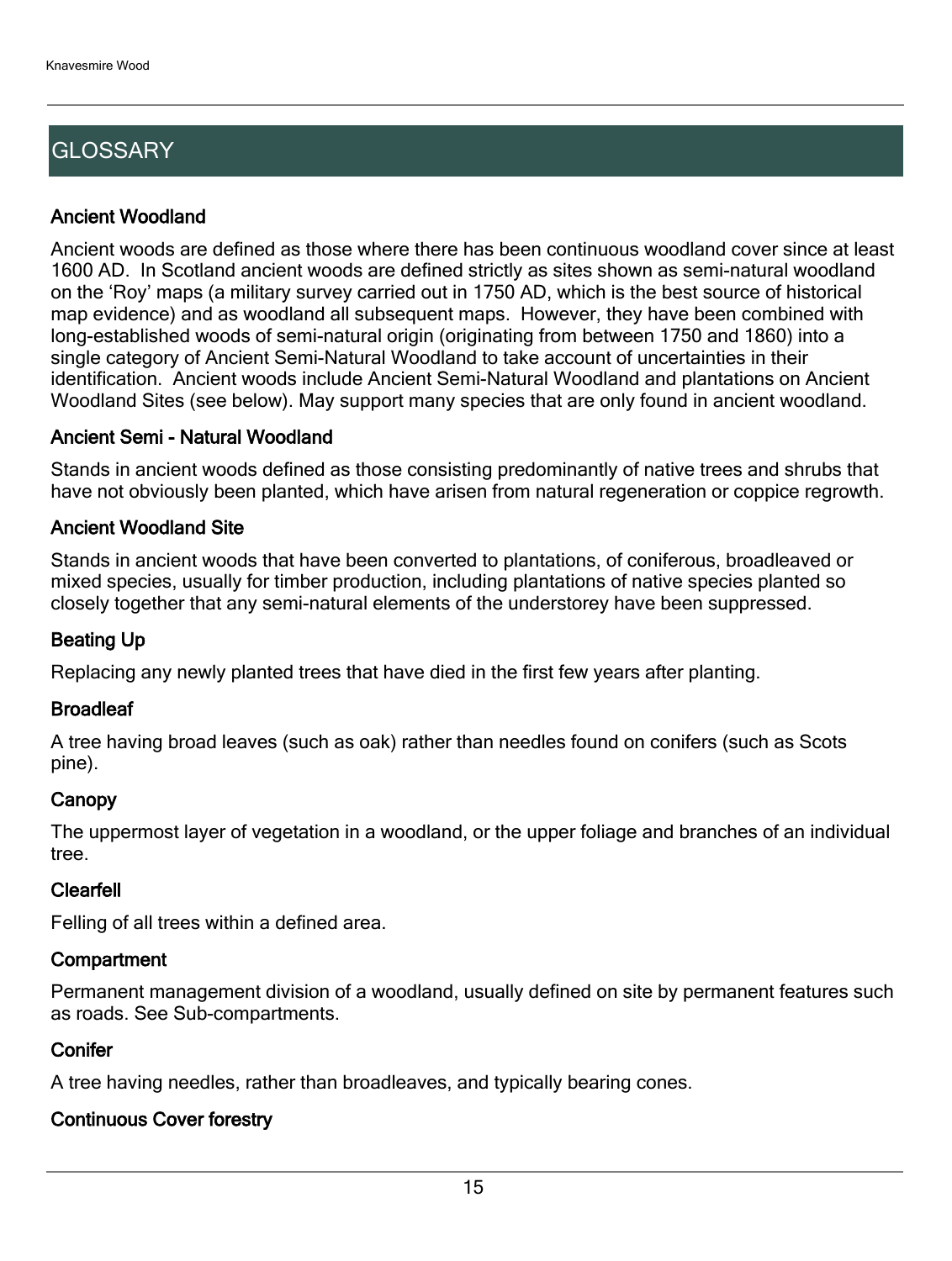## GLOSSARY

### Ancient Woodland

Ancient woods are defined as those where there has been continuous woodland cover since at least 1600 AD. In Scotland ancient woods are defined strictly as sites shown as semi-natural woodland on the 'Roy' maps (a military survey carried out in 1750 AD, which is the best source of historical map evidence) and as woodland all subsequent maps. However, they have been combined with long-established woods of semi-natural origin (originating from between 1750 and 1860) into a single category of Ancient Semi-Natural Woodland to take account of uncertainties in their identification. Ancient woods include Ancient Semi-Natural Woodland and plantations on Ancient Woodland Sites (see below). May support many species that are only found in ancient woodland.

### Ancient Semi - Natural Woodland

Stands in ancient woods defined as those consisting predominantly of native trees and shrubs that have not obviously been planted, which have arisen from natural regeneration or coppice regrowth.

### Ancient Woodland Site

Stands in ancient woods that have been converted to plantations, of coniferous, broadleaved or mixed species, usually for timber production, including plantations of native species planted so closely together that any semi-natural elements of the understorey have been suppressed.

### Beating Up

Replacing any newly planted trees that have died in the first few years after planting.

### Broadleaf

A tree having broad leaves (such as oak) rather than needles found on conifers (such as Scots pine).

### Canopy

The uppermost layer of vegetation in a woodland, or the upper foliage and branches of an individual tree.

### Clearfell

Felling of all trees within a defined area.

### Compartment

Permanent management division of a woodland, usually defined on site by permanent features such as roads. See Sub-compartments.

### Conifer

A tree having needles, rather than broadleaves, and typically bearing cones.

### Continuous Cover forestry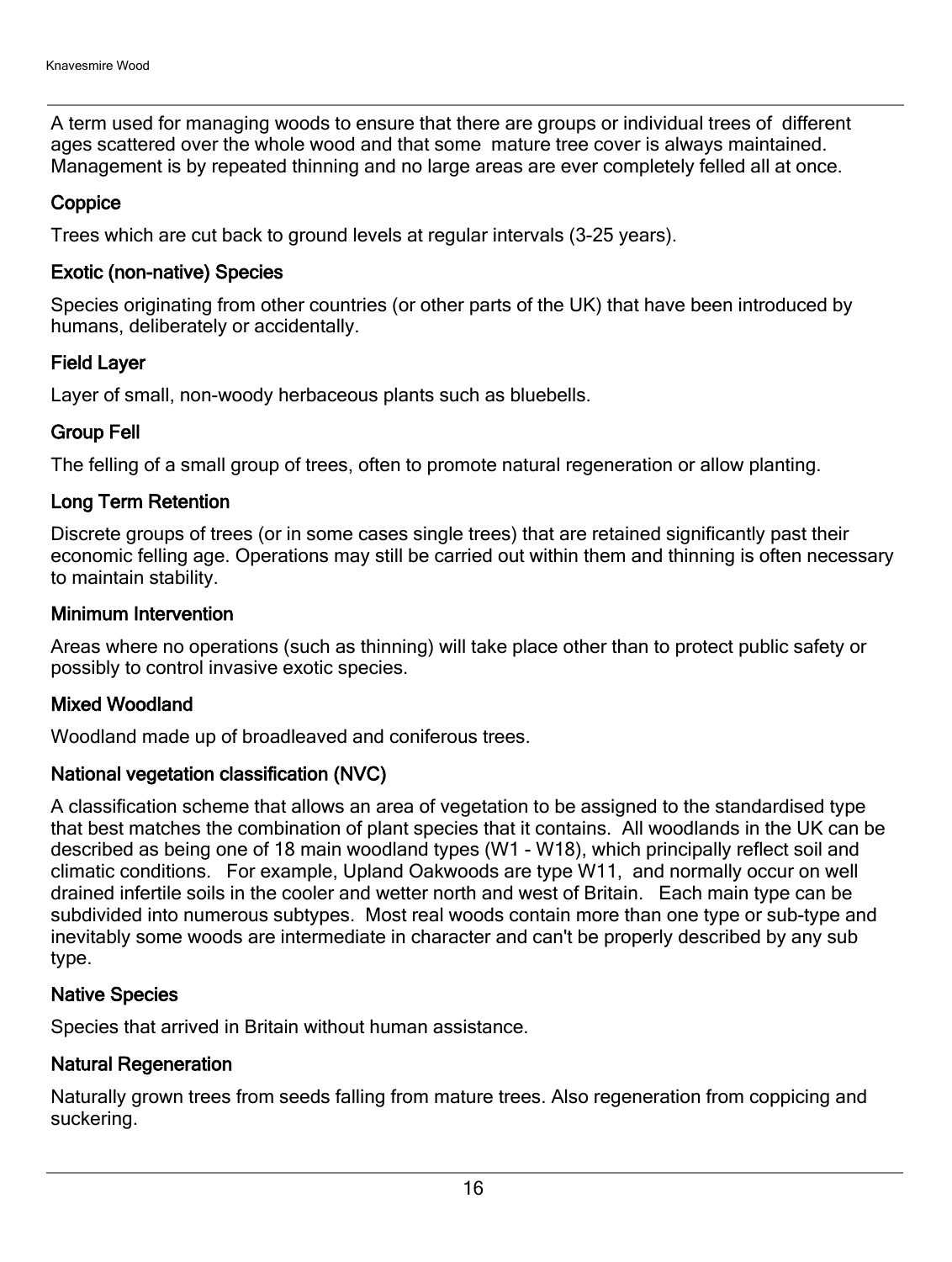A term used for managing woods to ensure that there are groups or individual trees of different ages scattered over the whole wood and that some mature tree cover is always maintained. Management is by repeated thinning and no large areas are ever completely felled all at once.

### Coppice

Trees which are cut back to ground levels at regular intervals (3-25 years).

### Exotic (non-native) Species

Species originating from other countries (or other parts of the UK) that have been introduced by humans, deliberately or accidentally.

### Field Layer

Layer of small, non-woody herbaceous plants such as bluebells.

### Group Fell

The felling of a small group of trees, often to promote natural regeneration or allow planting.

### Long Term Retention

Discrete groups of trees (or in some cases single trees) that are retained significantly past their economic felling age. Operations may still be carried out within them and thinning is often necessary to maintain stability.

### Minimum Intervention

Areas where no operations (such as thinning) will take place other than to protect public safety or possibly to control invasive exotic species.

### Mixed Woodland

Woodland made up of broadleaved and coniferous trees.

### National vegetation classification (NVC)

A classification scheme that allows an area of vegetation to be assigned to the standardised type that best matches the combination of plant species that it contains. All woodlands in the UK can be described as being one of 18 main woodland types (W1 - W18), which principally reflect soil and climatic conditions. For example, Upland Oakwoods are type W11, and normally occur on well drained infertile soils in the cooler and wetter north and west of Britain. Each main type can be subdivided into numerous subtypes. Most real woods contain more than one type or sub-type and inevitably some woods are intermediate in character and can't be properly described by any sub type.

### Native Species

Species that arrived in Britain without human assistance.

### Natural Regeneration

Naturally grown trees from seeds falling from mature trees. Also regeneration from coppicing and suckering.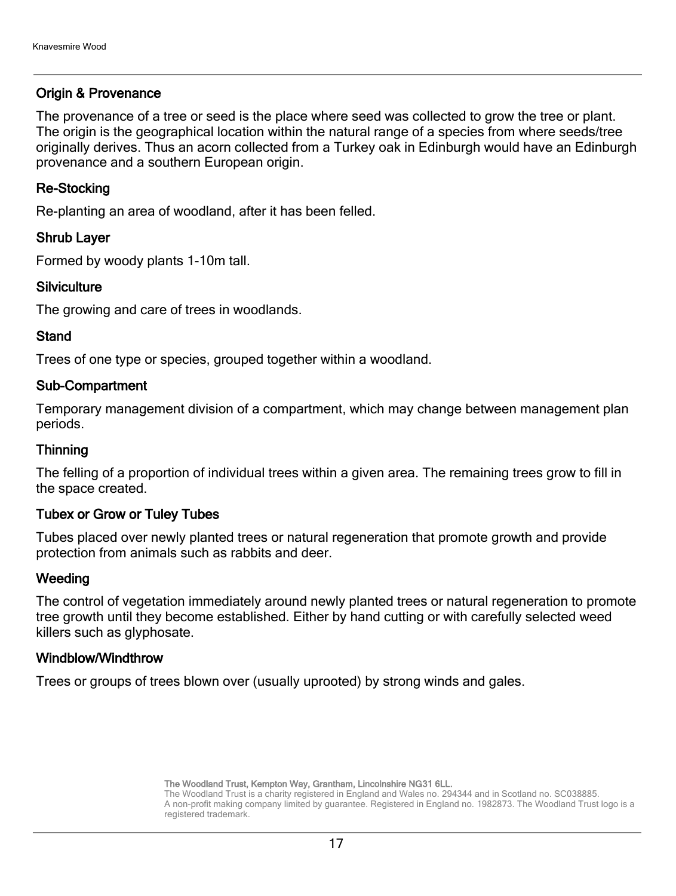### Origin & Provenance

The provenance of a tree or seed is the place where seed was collected to grow the tree or plant. The origin is the geographical location within the natural range of a species from where seeds/tree originally derives. Thus an acorn collected from a Turkey oak in Edinburgh would have an Edinburgh provenance and a southern European origin.

### Re-Stocking

Re-planting an area of woodland, after it has been felled.

### Shrub Layer

Formed by woody plants 1-10m tall.

### Silviculture

The growing and care of trees in woodlands.

### Stand

Trees of one type or species, grouped together within a woodland.

### Sub-Compartment

Temporary management division of a compartment, which may change between management plan periods.

### Thinning

The felling of a proportion of individual trees within a given area. The remaining trees grow to fill in the space created.

### Tubex or Grow or Tuley Tubes

Tubes placed over newly planted trees or natural regeneration that promote growth and provide protection from animals such as rabbits and deer.

### Weeding

The control of vegetation immediately around newly planted trees or natural regeneration to promote tree growth until they become established. Either by hand cutting or with carefully selected weed killers such as glyphosate.

### Windblow/Windthrow

Trees or groups of trees blown over (usually uprooted) by strong winds and gales.